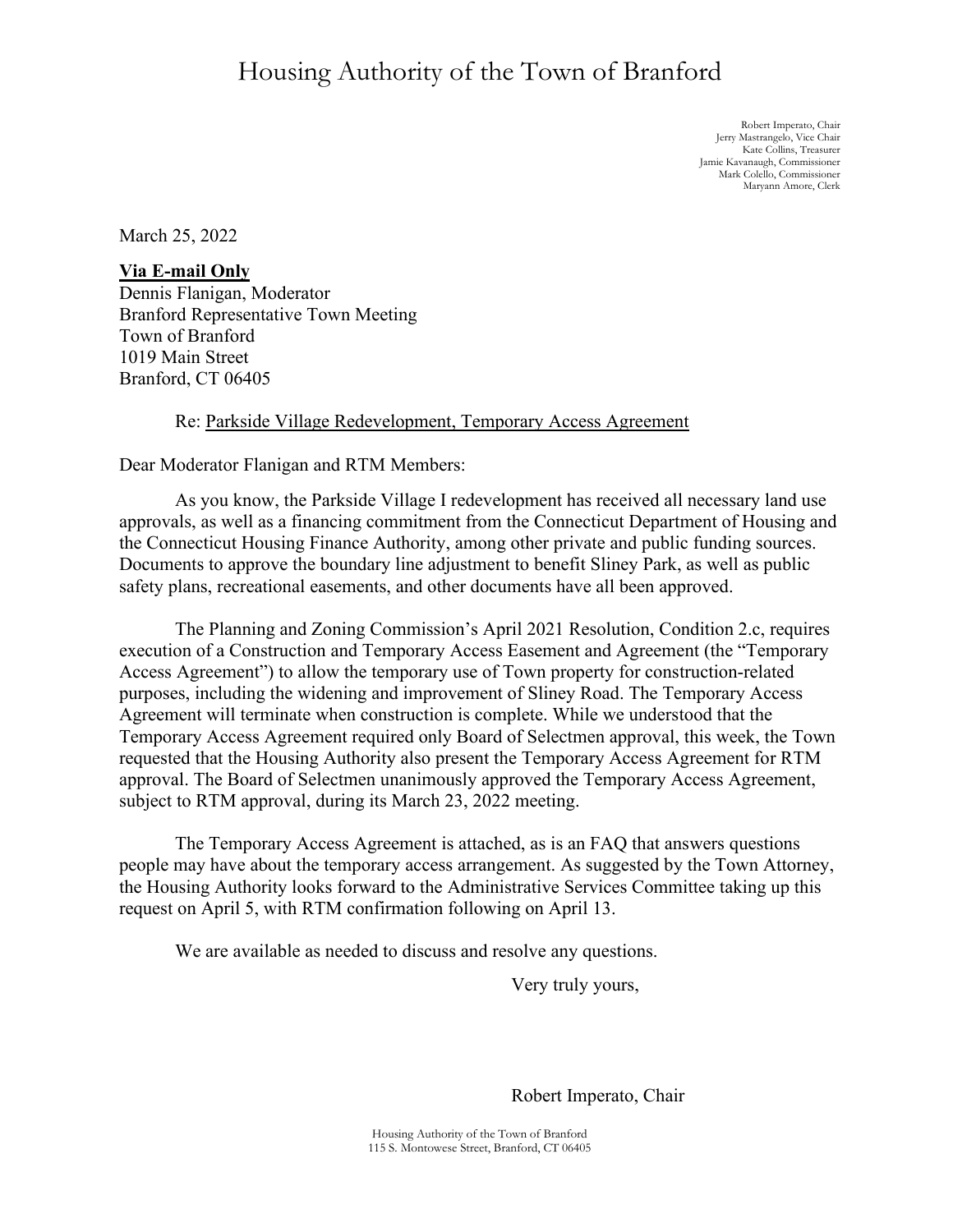# Housing Authority of the Town of Branford

Robert Imperato, Chair
Jerry Mastrangelo, Vice Chair
Kate Collins, Treasurer
Jamie Kavanaugh, Commissioner
Mark Colello, Commissioner
Maryann Amore, Clerk

March 25, 2022

**Via E-mail Only**
Dennis Flanigan, Moderator
Branford Representative Town Meeting
Town of Branford
1019 Main Street
Branford, CT 06405

Re: Parkside Village Redevelopment, Temporary Access Agreement

Dear Moderator Flanigan and RTM Members:

As you know, the Parkside Village I redevelopment has received all necessary land use approvals, as well as a financing commitment from the Connecticut Department of Housing and the Connecticut Housing Finance Authority, among other private and public funding sources. Documents to approve the boundary line adjustment to benefit Sliney Park, as well as public safety plans, recreational easements, and other documents have all been approved.

The Planning and Zoning Commission's April 2021 Resolution, Condition 2.c, requires execution of a Construction and Temporary Access Easement and Agreement (the "Temporary Access Agreement") to allow the temporary use of Town property for construction-related purposes, including the widening and improvement of Sliney Road. The Temporary Access Agreement will terminate when construction is complete. While we understood that the Temporary Access Agreement required only Board of Selectmen approval, this week, the Town requested that the Housing Authority also present the Temporary Access Agreement for RTM approval. The Board of Selectmen unanimously approved the Temporary Access Agreement, subject to RTM approval, during its March 23, 2022 meeting.

The Temporary Access Agreement is attached, as is an FAQ that answers questions people may have about the temporary access arrangement. As suggested by the Town Attorney, the Housing Authority looks forward to the Administrative Services Committee taking up this request on April 5, with RTM confirmation following on April 13.

We are available as needed to discuss and resolve any questions.

Very truly yours,

Robert Imperato, Chair

Housing Authority of the Town of Branford
115 S. Montowese Street, Branford, CT 06405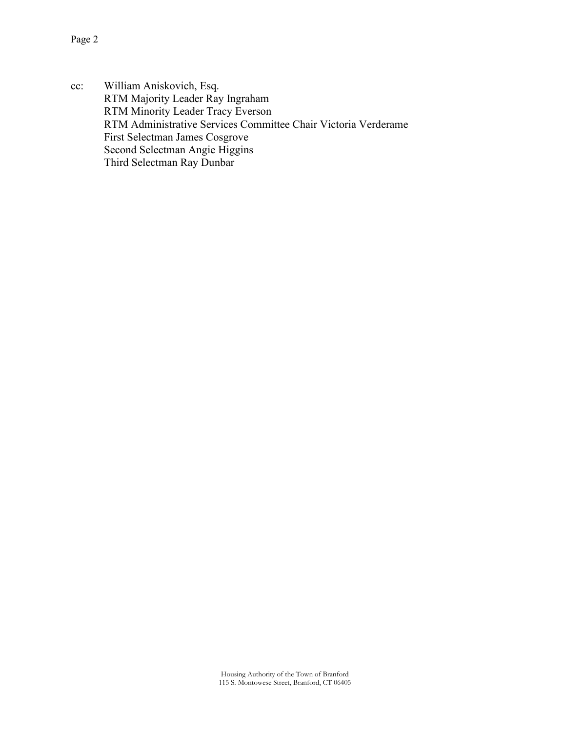cc: William Aniskovich, Esq.
RTM Majority Leader Ray Ingraham
RTM Minority Leader Tracy Everson
RTM Administrative Services Committee Chair Victoria Verderame
First Selectman James Cosgrove
Second Selectman Angie Higgins
Third Selectman Ray Dunbar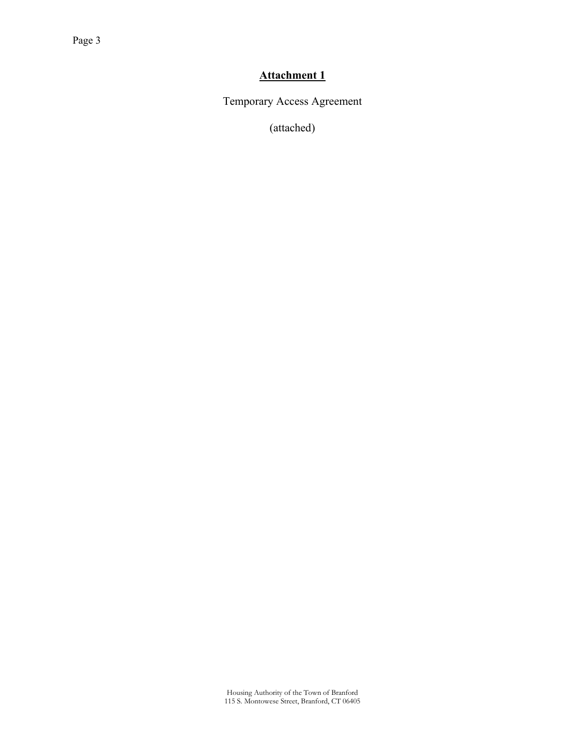**Attachment 1**

Temporary Access Agreement

(attached)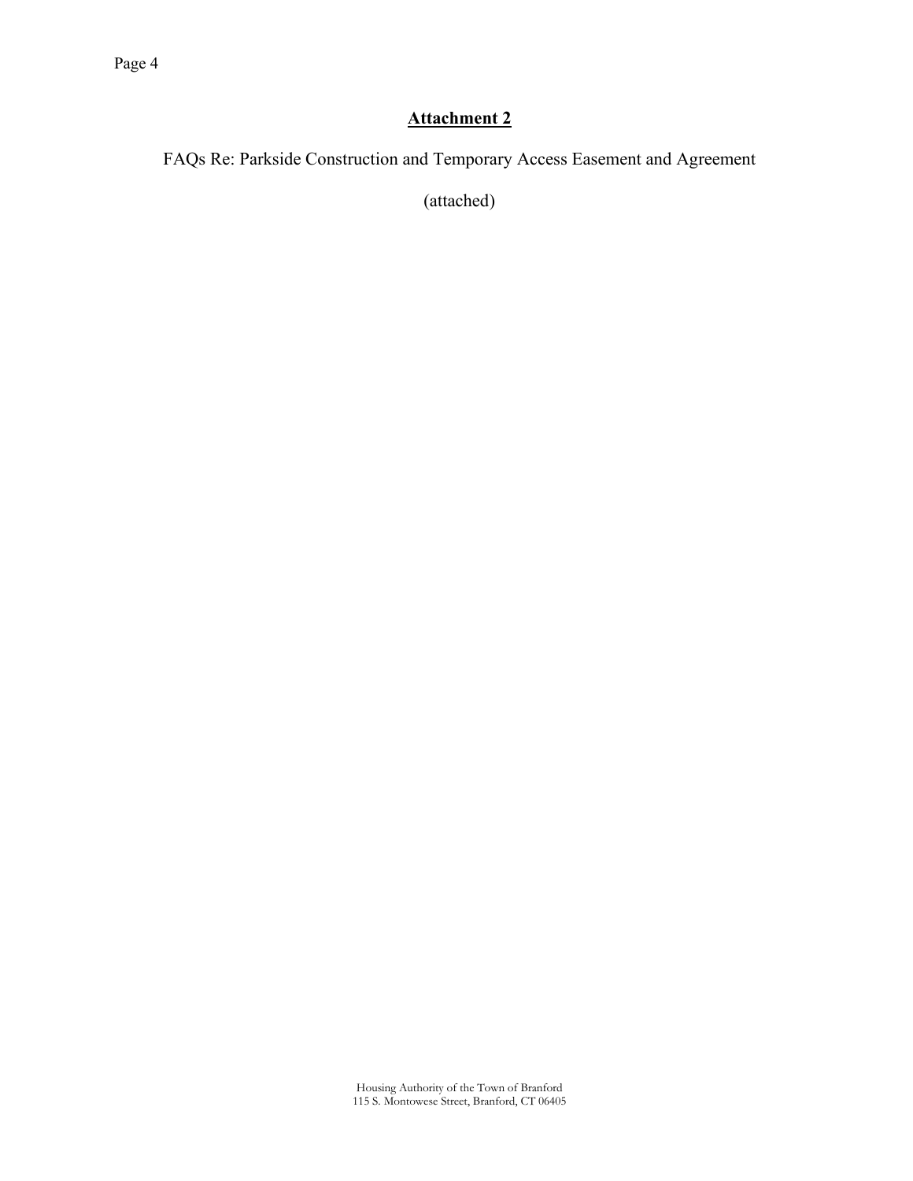**Attachment 2**

FAQs Re: Parkside Construction and Temporary Access Easement and Agreement

(attached)